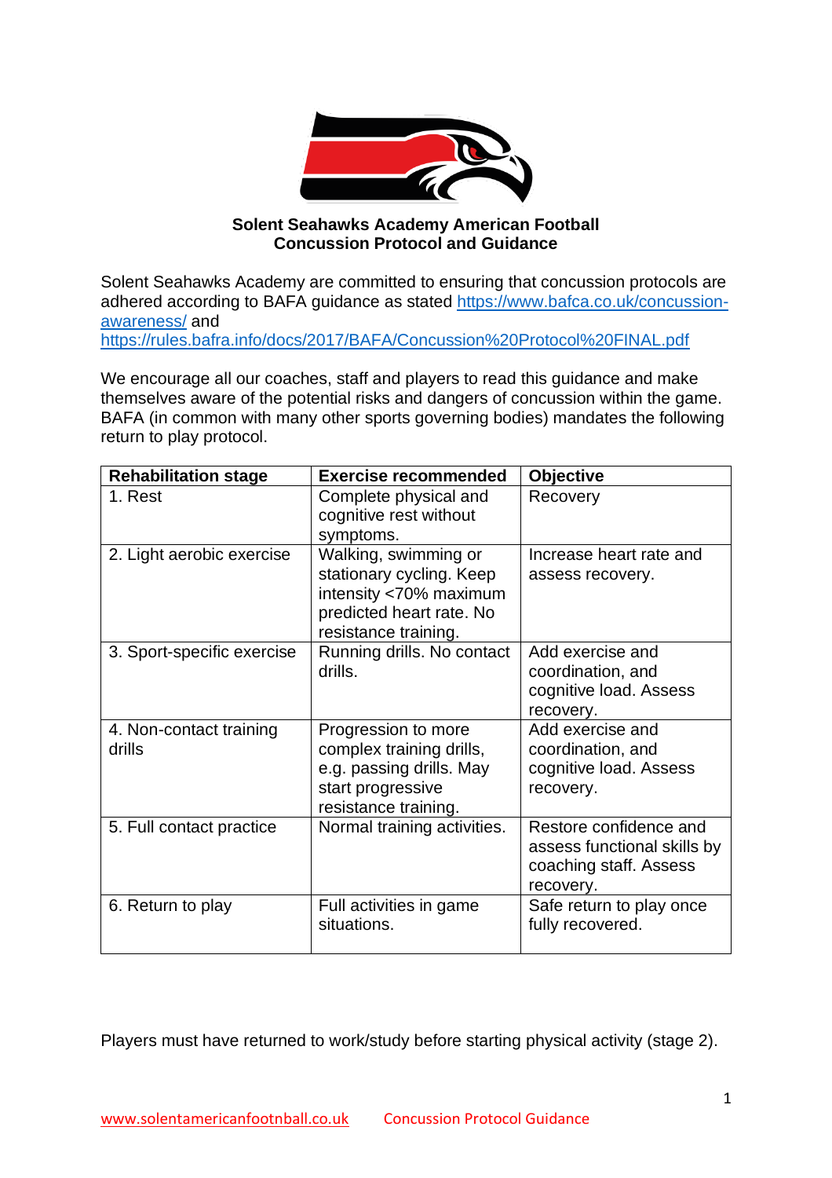**Solent Seahawks Academy American Football**
**Concussion Protocol and Guidance**

Solent Seahawks Academy are committed to ensuring that concussion protocols are adhered according to BAFA guidance as stated https://www.bafca.co.uk/concussion-awareness/ and https://rules.bafra.info/docs/2017/BAFA/Concussion%20Protocol%20FINAL.pdf

We encourage all our coaches, staff and players to read this guidance and make themselves aware of the potential risks and dangers of concussion within the game. BAFA (in common with many other sports governing bodies) mandates the following return to play protocol.

| Rehabilitation stage | Exercise recommended | Objective |
|---|---|---|
| 1. Rest | Complete physical and cognitive rest without symptoms. | Recovery |
| 2. Light aerobic exercise | Walking, swimming or stationary cycling. Keep intensity <70% maximum predicted heart rate. No resistance training. | Increase heart rate and assess recovery. |
| 3. Sport-specific exercise | Running drills. No contact drills. | Add exercise and coordination, and cognitive load. Assess recovery. |
| 4. Non-contact training drills | Progression to more complex training drills, e.g. passing drills. May start progressive resistance training. | Add exercise and coordination, and cognitive load. Assess recovery. |
| 5. Full contact practice | Normal training activities. | Restore confidence and assess functional skills by coaching staff. Assess recovery. |
| 6. Return to play | Full activities in game situations. | Safe return to play once fully recovered. |

Players must have returned to work/study before starting physical activity (stage 2).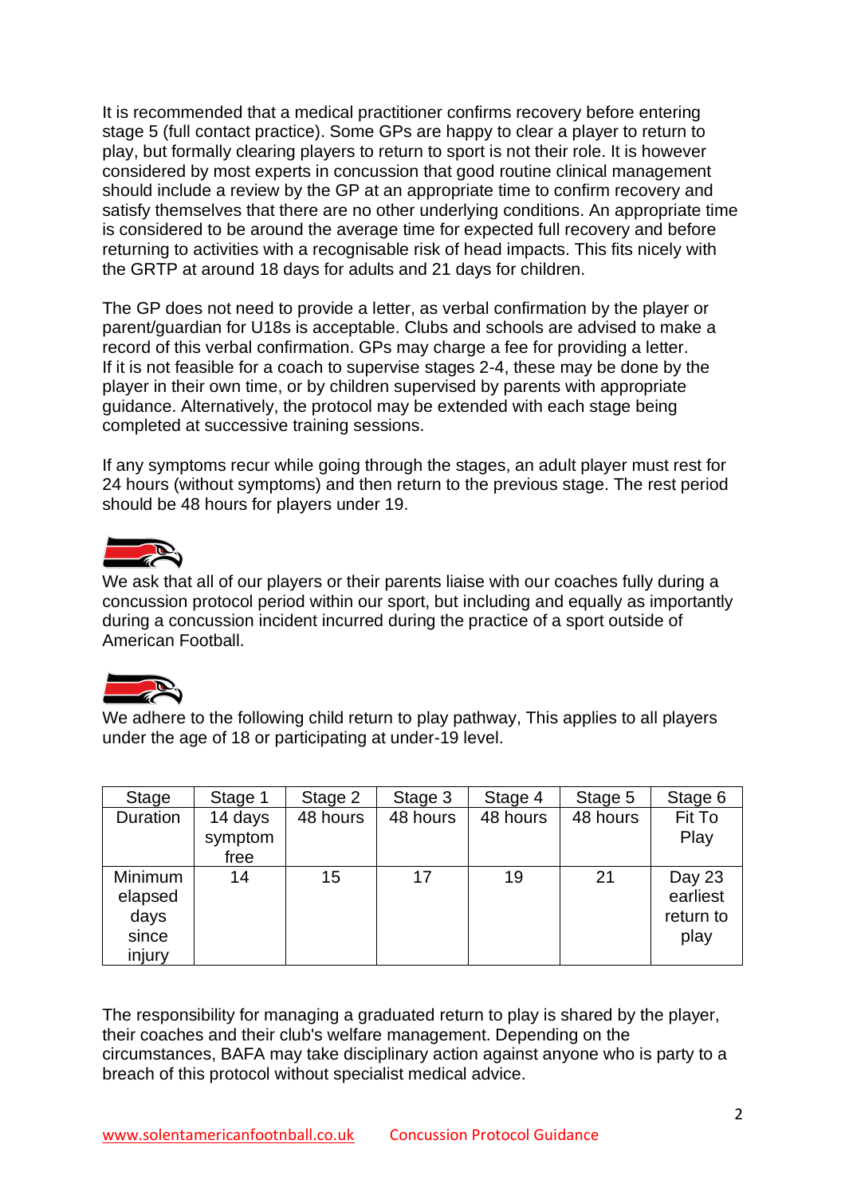It is recommended that a medical practitioner confirms recovery before entering stage 5 (full contact practice). Some GPs are happy to clear a player to return to play, but formally clearing players to return to sport is not their role. It is however considered by most experts in concussion that good routine clinical management should include a review by the GP at an appropriate time to confirm recovery and satisfy themselves that there are no other underlying conditions. An appropriate time is considered to be around the average time for expected full recovery and before returning to activities with a recognisable risk of head impacts. This fits nicely with the GRTP at around 18 days for adults and 21 days for children.

The GP does not need to provide a letter, as verbal confirmation by the player or parent/guardian for U18s is acceptable. Clubs and schools are advised to make a record of this verbal confirmation. GPs may charge a fee for providing a letter.
If it is not feasible for a coach to supervise stages 2-4, these may be done by the player in their own time, or by children supervised by parents with appropriate guidance. Alternatively, the protocol may be extended with each stage being completed at successive training sessions.

If any symptoms recur while going through the stages, an adult player must rest for 24 hours (without symptoms) and then return to the previous stage. The rest period should be 48 hours for players under 19.

We ask that all of our players or their parents liaise with our coaches fully during a concussion protocol period within our sport, but including and equally as importantly during a concussion incident incurred during the practice of a sport outside of American Football.

We adhere to the following child return to play pathway, This applies to all players under the age of 18 or participating at under-19 level.

| Stage | Stage 1 | Stage 2 | Stage 3 | Stage 4 | Stage 5 | Stage 6 |
|---|---|---|---|---|---|---|
| Duration | 14 days symptom free | 48 hours | 48 hours | 48 hours | 48 hours | Fit To Play |
| Minimum elapsed days since injury | 14 | 15 | 17 | 19 | 21 | Day 23 earliest return to play |

The responsibility for managing a graduated return to play is shared by the player, their coaches and their club's welfare management. Depending on the circumstances, BAFA may take disciplinary action against anyone who is party to a breach of this protocol without specialist medical advice.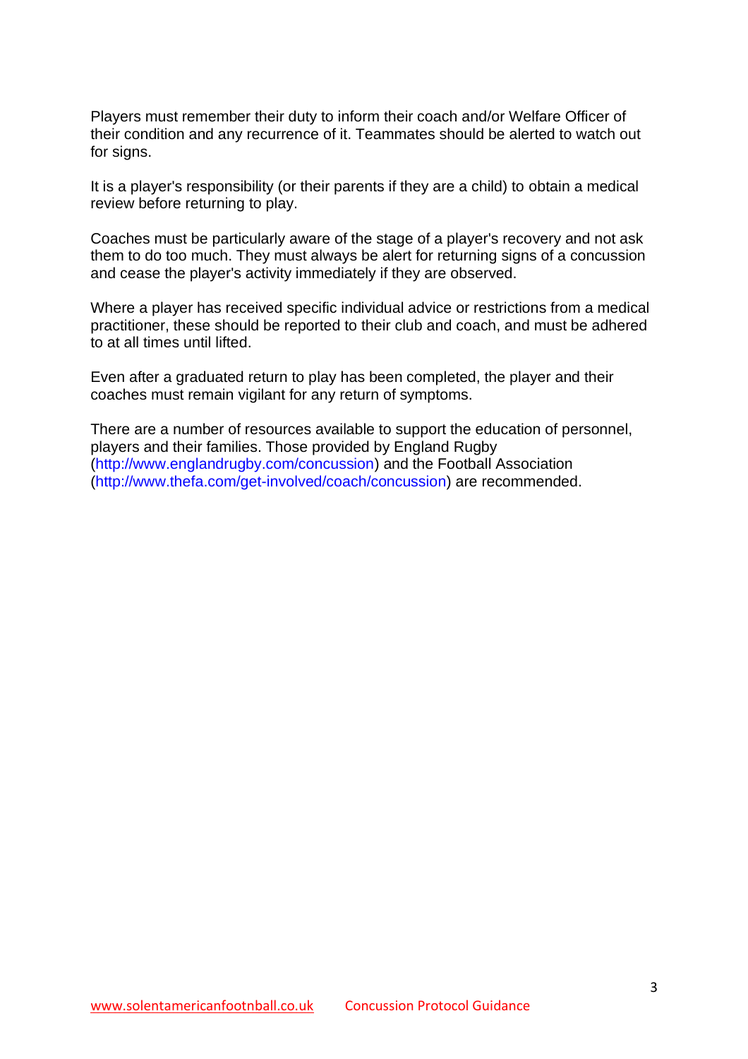Players must remember their duty to inform their coach and/or Welfare Officer of their condition and any recurrence of it. Teammates should be alerted to watch out for signs.

It is a player's responsibility (or their parents if they are a child) to obtain a medical review before returning to play.

Coaches must be particularly aware of the stage of a player's recovery and not ask them to do too much. They must always be alert for returning signs of a concussion and cease the player's activity immediately if they are observed.

Where a player has received specific individual advice or restrictions from a medical practitioner, these should be reported to their club and coach, and must be adhered to at all times until lifted.

Even after a graduated return to play has been completed, the player and their coaches must remain vigilant for any return of symptoms.

There are a number of resources available to support the education of personnel, players and their families. Those provided by England Rugby (http://www.englandrugby.com/concussion) and the Football Association (http://www.thefa.com/get-involved/coach/concussion) are recommended.